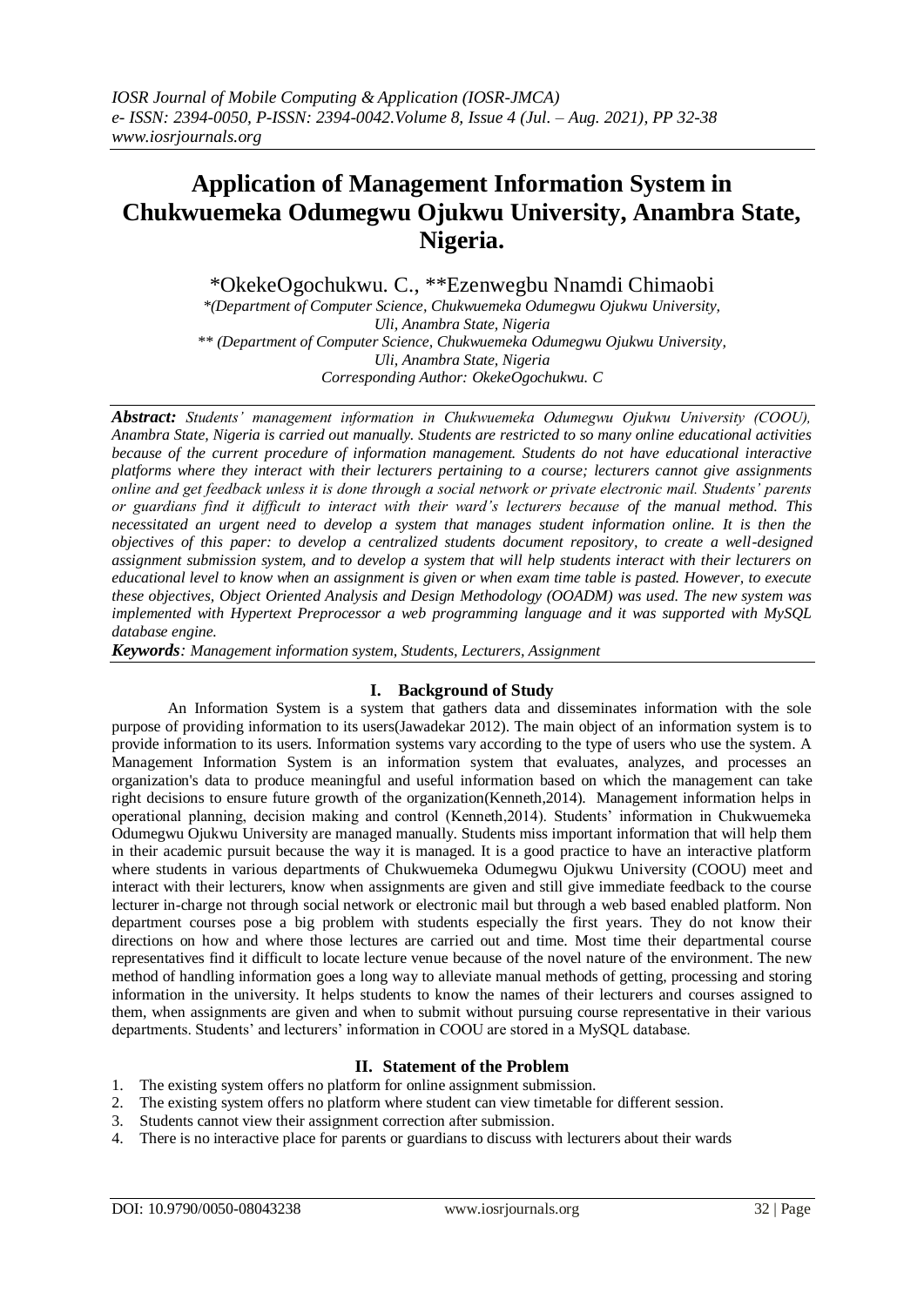# Application of Management Information System in Chukwuemeka Odumegwu Ojukwu University, Anambra State, Nigeria.

*OkekeOgochukwu. C., **Ezenwegbu Nnamdi Chimaobi

*(Department of Computer Science, Chukwuemeka Odumegwu Ojukwu University, Uli, Anambra State, Nigeria

** (Department of Computer Science, Chukwuemeka Odumegwu Ojukwu University, Uli, Anambra State, Nigeria

Corresponding Author: OkekeOgochukwu. C

***Abstract:*** *Students' management information in Chukwuemeka Odumegwu Ojukwu University (COOU), Anambra State, Nigeria is carried out manually. Students are restricted to so many online educational activities because of the current procedure of information management. Students do not have educational interactive platforms where they interact with their lecturers pertaining to a course; lecturers cannot give assignments online and get feedback unless it is done through a social network or private electronic mail. Students' parents or guardians find it difficult to interact with their ward's lecturers because of the manual method. This necessitated an urgent need to develop a system that manages student information online. It is then the objectives of this paper: to develop a centralized students document repository, to create a well-designed assignment submission system, and to develop a system that will help students interact with their lecturers on educational level to know when an assignment is given or when exam time table is pasted. However, to execute these objectives, Object Oriented Analysis and Design Methodology (OOADM) was used. The new system was implemented with Hypertext Preprocessor a web programming language and it was supported with MySQL database engine.*

***Keywords****: Management information system, Students, Lecturers, Assignment*

## I. Background of Study

An Information System is a system that gathers data and disseminates information with the sole purpose of providing information to its users(Jawadekar 2012). The main object of an information system is to provide information to its users. Information systems vary according to the type of users who use the system. A Management Information System is an information system that evaluates, analyzes, and processes an organization's data to produce meaningful and useful information based on which the management can take right decisions to ensure future growth of the organization(Kenneth,2014). Management information helps in operational planning, decision making and control (Kenneth,2014). Students' information in Chukwuemeka Odumegwu Ojukwu University are managed manually. Students miss important information that will help them in their academic pursuit because the way it is managed. It is a good practice to have an interactive platform where students in various departments of Chukwuemeka Odumegwu Ojukwu University (COOU) meet and interact with their lecturers, know when assignments are given and still give immediate feedback to the course lecturer in-charge not through social network or electronic mail but through a web based enabled platform. Non department courses pose a big problem with students especially the first years. They do not know their directions on how and where those lectures are carried out and time. Most time their departmental course representatives find it difficult to locate lecture venue because of the novel nature of the environment. The new method of handling information goes a long way to alleviate manual methods of getting, processing and storing information in the university. It helps students to know the names of their lecturers and courses assigned to them, when assignments are given and when to submit without pursuing course representative in their various departments. Students' and lecturers' information in COOU are stored in a MySQL database.

## II. Statement of the Problem

1. The existing system offers no platform for online assignment submission.
2. The existing system offers no platform where student can view timetable for different session.
3. Students cannot view their assignment correction after submission.
4. There is no interactive place for parents or guardians to discuss with lecturers about their wards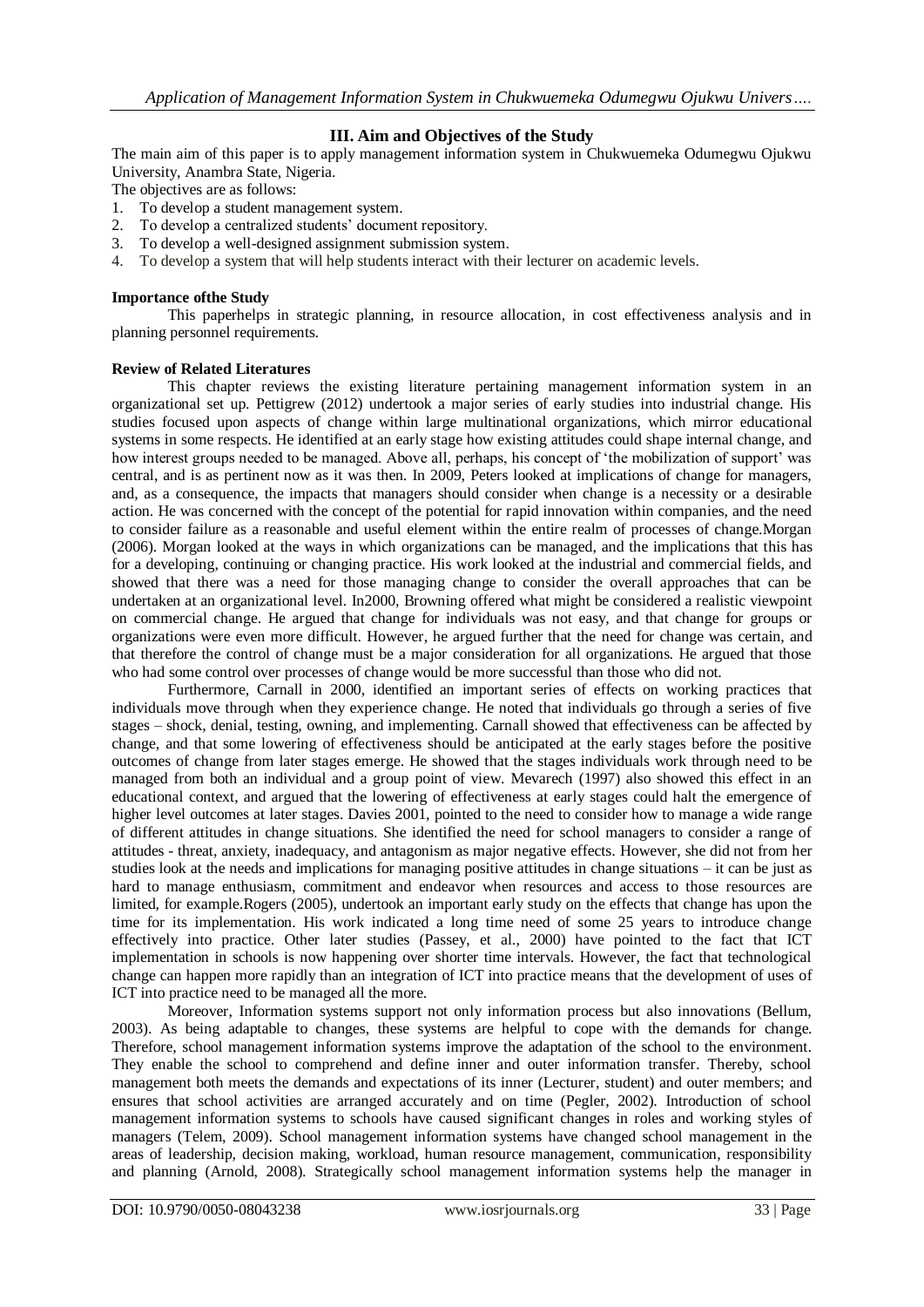## III. Aim and Objectives of the Study

The main aim of this paper is to apply management information system in Chukwuemeka Odumegwu Ojukwu University, Anambra State, Nigeria.

The objectives are as follows:

1. To develop a student management system.
2. To develop a centralized students' document repository.
3. To develop a well-designed assignment submission system.
4. To develop a system that will help students interact with their lecturer on academic levels.

**Importance ofthe Study**

This paperhelps in strategic planning, in resource allocation, in cost effectiveness analysis and in planning personnel requirements.

**Review of Related Literatures**

This chapter reviews the existing literature pertaining management information system in an organizational set up. Pettigrew (2012) undertook a major series of early studies into industrial change. His studies focused upon aspects of change within large multinational organizations, which mirror educational systems in some respects. He identified at an early stage how existing attitudes could shape internal change, and how interest groups needed to be managed. Above all, perhaps, his concept of 'the mobilization of support' was central, and is as pertinent now as it was then. In 2009, Peters looked at implications of change for managers, and, as a consequence, the impacts that managers should consider when change is a necessity or a desirable action. He was concerned with the concept of the potential for rapid innovation within companies, and the need to consider failure as a reasonable and useful element within the entire realm of processes of change.Morgan (2006). Morgan looked at the ways in which organizations can be managed, and the implications that this has for a developing, continuing or changing practice. His work looked at the industrial and commercial fields, and showed that there was a need for those managing change to consider the overall approaches that can be undertaken at an organizational level. In2000, Browning offered what might be considered a realistic viewpoint on commercial change. He argued that change for individuals was not easy, and that change for groups or organizations were even more difficult. However, he argued further that the need for change was certain, and that therefore the control of change must be a major consideration for all organizations. He argued that those who had some control over processes of change would be more successful than those who did not.

Furthermore, Carnall in 2000, identified an important series of effects on working practices that individuals move through when they experience change. He noted that individuals go through a series of five stages – shock, denial, testing, owning, and implementing. Carnall showed that effectiveness can be affected by change, and that some lowering of effectiveness should be anticipated at the early stages before the positive outcomes of change from later stages emerge. He showed that the stages individuals work through need to be managed from both an individual and a group point of view. Mevarech (1997) also showed this effect in an educational context, and argued that the lowering of effectiveness at early stages could halt the emergence of higher level outcomes at later stages. Davies 2001, pointed to the need to consider how to manage a wide range of different attitudes in change situations. She identified the need for school managers to consider a range of attitudes - threat, anxiety, inadequacy, and antagonism as major negative effects. However, she did not from her studies look at the needs and implications for managing positive attitudes in change situations – it can be just as hard to manage enthusiasm, commitment and endeavor when resources and access to those resources are limited, for example.Rogers (2005), undertook an important early study on the effects that change has upon the time for its implementation. His work indicated a long time need of some 25 years to introduce change effectively into practice. Other later studies (Passey, et al., 2000) have pointed to the fact that ICT implementation in schools is now happening over shorter time intervals. However, the fact that technological change can happen more rapidly than an integration of ICT into practice means that the development of uses of ICT into practice need to be managed all the more.

Moreover, Information systems support not only information process but also innovations (Bellum, 2003). As being adaptable to changes, these systems are helpful to cope with the demands for change. Therefore, school management information systems improve the adaptation of the school to the environment. They enable the school to comprehend and define inner and outer information transfer. Thereby, school management both meets the demands and expectations of its inner (Lecturer, student) and outer members; and ensures that school activities are arranged accurately and on time (Pegler, 2002). Introduction of school management information systems to schools have caused significant changes in roles and working styles of managers (Telem, 2009). School management information systems have changed school management in the areas of leadership, decision making, workload, human resource management, communication, responsibility and planning (Arnold, 2008). Strategically school management information systems help the manager in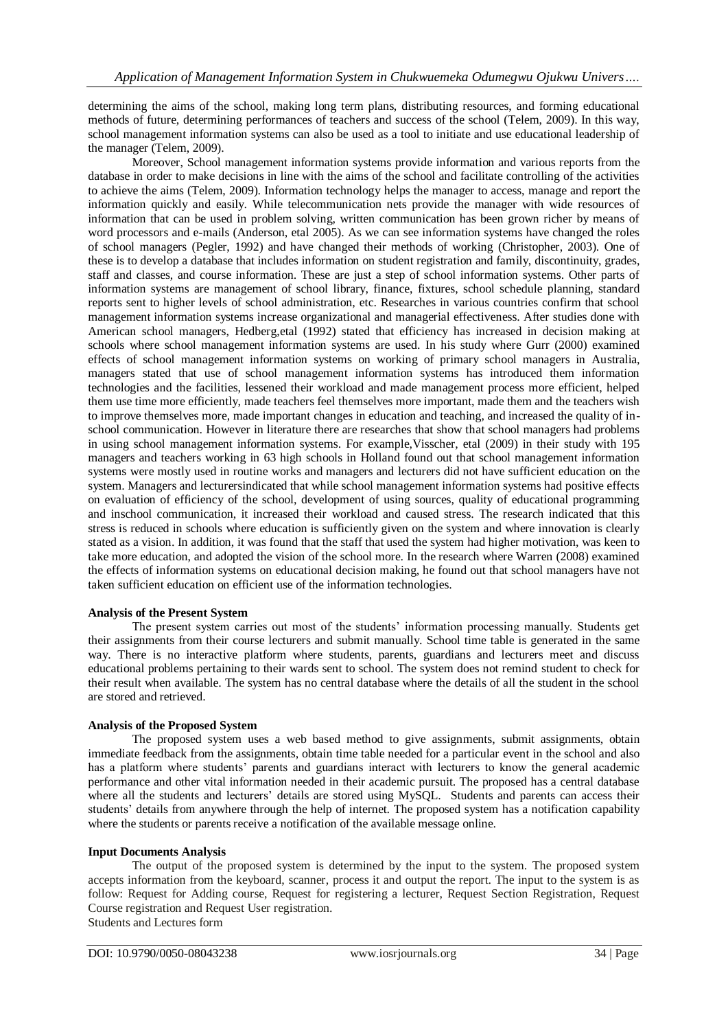determining the aims of the school, making long term plans, distributing resources, and forming educational methods of future, determining performances of teachers and success of the school (Telem, 2009). In this way, school management information systems can also be used as a tool to initiate and use educational leadership of the manager (Telem, 2009).

Moreover, School management information systems provide information and various reports from the database in order to make decisions in line with the aims of the school and facilitate controlling of the activities to achieve the aims (Telem, 2009). Information technology helps the manager to access, manage and report the information quickly and easily. While telecommunication nets provide the manager with wide resources of information that can be used in problem solving, written communication has been grown richer by means of word processors and e-mails (Anderson, etal 2005). As we can see information systems have changed the roles of school managers (Pegler, 1992) and have changed their methods of working (Christopher, 2003). One of these is to develop a database that includes information on student registration and family, discontinuity, grades, staff and classes, and course information. These are just a step of school information systems. Other parts of information systems are management of school library, finance, fixtures, school schedule planning, standard reports sent to higher levels of school administration, etc. Researches in various countries confirm that school management information systems increase organizational and managerial effectiveness. After studies done with American school managers, Hedberg,etal (1992) stated that efficiency has increased in decision making at schools where school management information systems are used. In his study where Gurr (2000) examined effects of school management information systems on working of primary school managers in Australia, managers stated that use of school management information systems has introduced them information technologies and the facilities, lessened their workload and made management process more efficient, helped them use time more efficiently, made teachers feel themselves more important, made them and the teachers wish to improve themselves more, made important changes in education and teaching, and increased the quality of in-school communication. However in literature there are researches that show that school managers had problems in using school management information systems. For example,Visscher, etal (2009) in their study with 195 managers and teachers working in 63 high schools in Holland found out that school management information systems were mostly used in routine works and managers and lecturers did not have sufficient education on the system. Managers and lecturersindicated that while school management information systems had positive effects on evaluation of efficiency of the school, development of using sources, quality of educational programming and inschool communication, it increased their workload and caused stress. The research indicated that this stress is reduced in schools where education is sufficiently given on the system and where innovation is clearly stated as a vision. In addition, it was found that the staff that used the system had higher motivation, was keen to take more education, and adopted the vision of the school more. In the research where Warren (2008) examined the effects of information systems on educational decision making, he found out that school managers have not taken sufficient education on efficient use of the information technologies.

**Analysis of the Present System**

The present system carries out most of the students' information processing manually. Students get their assignments from their course lecturers and submit manually. School time table is generated in the same way. There is no interactive platform where students, parents, guardians and lecturers meet and discuss educational problems pertaining to their wards sent to school. The system does not remind student to check for their result when available. The system has no central database where the details of all the student in the school are stored and retrieved.

**Analysis of the Proposed System**

The proposed system uses a web based method to give assignments, submit assignments, obtain immediate feedback from the assignments, obtain time table needed for a particular event in the school and also has a platform where students' parents and guardians interact with lecturers to know the general academic performance and other vital information needed in their academic pursuit. The proposed has a central database where all the students and lecturers' details are stored using MySQL. Students and parents can access their students' details from anywhere through the help of internet. The proposed system has a notification capability where the students or parents receive a notification of the available message online.

**Input Documents Analysis**

The output of the proposed system is determined by the input to the system. The proposed system accepts information from the keyboard, scanner, process it and output the report. The input to the system is as follow: Request for Adding course, Request for registering a lecturer, Request Section Registration, Request Course registration and Request User registration.

Students and Lectures form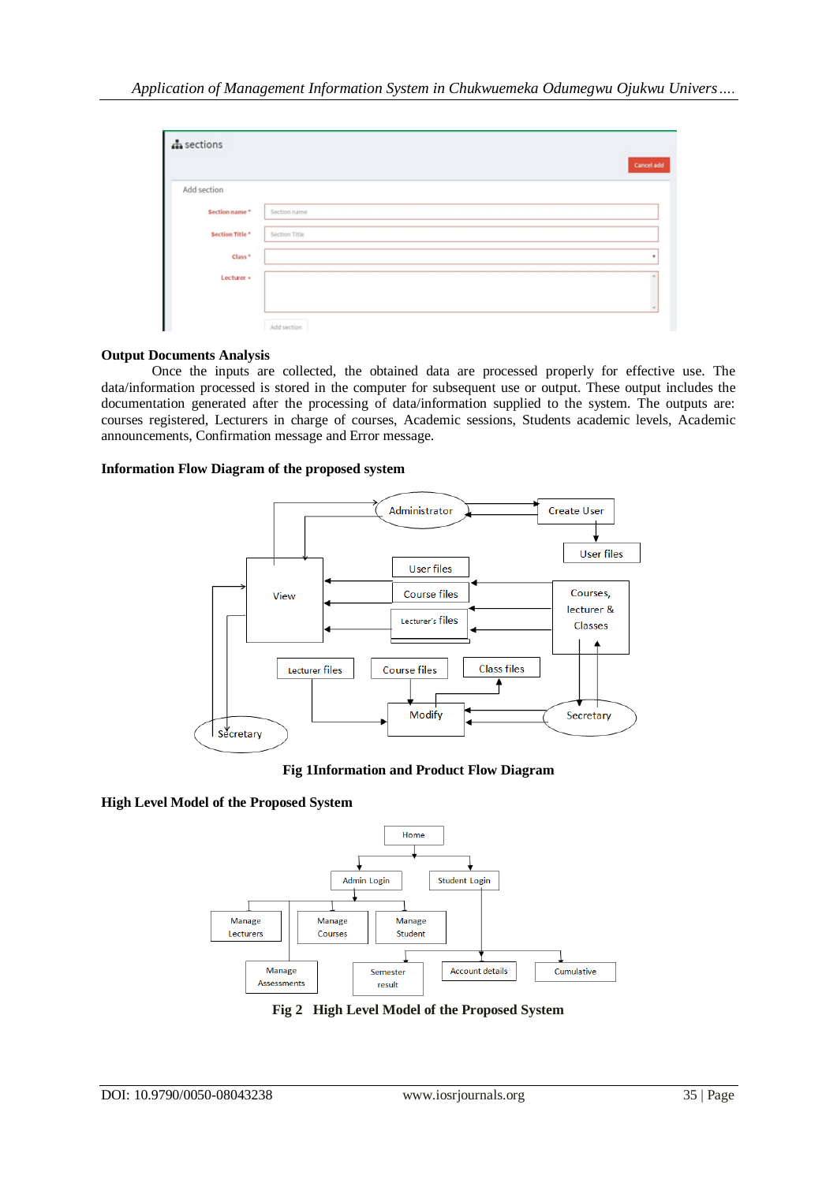**Output Documents Analysis**

Once the inputs are collected, the obtained data are processed properly for effective use. The data/information processed is stored in the computer for subsequent use or output. These output includes the documentation generated after the processing of data/information supplied to the system. The outputs are: courses registered, Lecturers in charge of courses, Academic sessions, Students academic levels, Academic announcements, Confirmation message and Error message.

**Information Flow Diagram of the proposed system**

**Fig 1Information and Product Flow Diagram**

**High Level Model of the Proposed System**

**Fig 2 High Level Model of the Proposed System**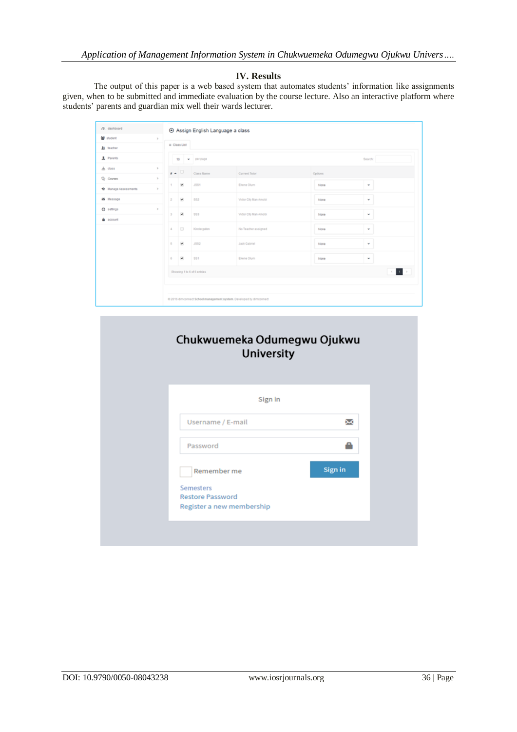## IV. Results

The output of this paper is a web based system that automates students' information like assignments given, when to be submitted and immediate evaluation by the course lecture. Also an interactive platform where students' parents and guardian mix well their wards lecturer.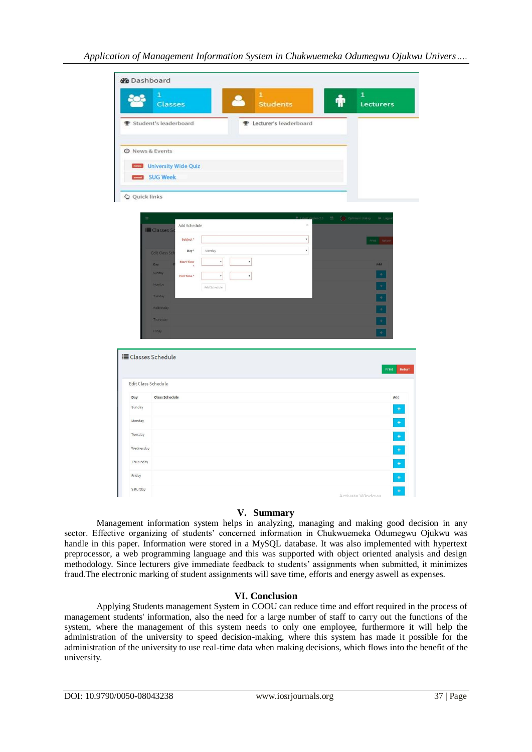## V. Summary

Management information system helps in analyzing, managing and making good decision in any sector. Effective organizing of students' concerned information in Chukwuemeka Odumegwu Ojukwu was handle in this paper. Information were stored in a MySQL database. It was also implemented with hypertext preprocessor, a web programming language and this was supported with object oriented analysis and design methodology. Since lecturers give immediate feedback to students' assignments when submitted, it minimizes fraud.The electronic marking of student assignments will save time, efforts and energy aswell as expenses.

## VI. Conclusion

Applying Students management System in COOU can reduce time and effort required in the process of management students' information, also the need for a large number of staff to carry out the functions of the system, where the management of this system needs to only one employee, furthermore it will help the administration of the university to speed decision-making, where this system has made it possible for the administration of the university to use real-time data when making decisions, which flows into the benefit of the university.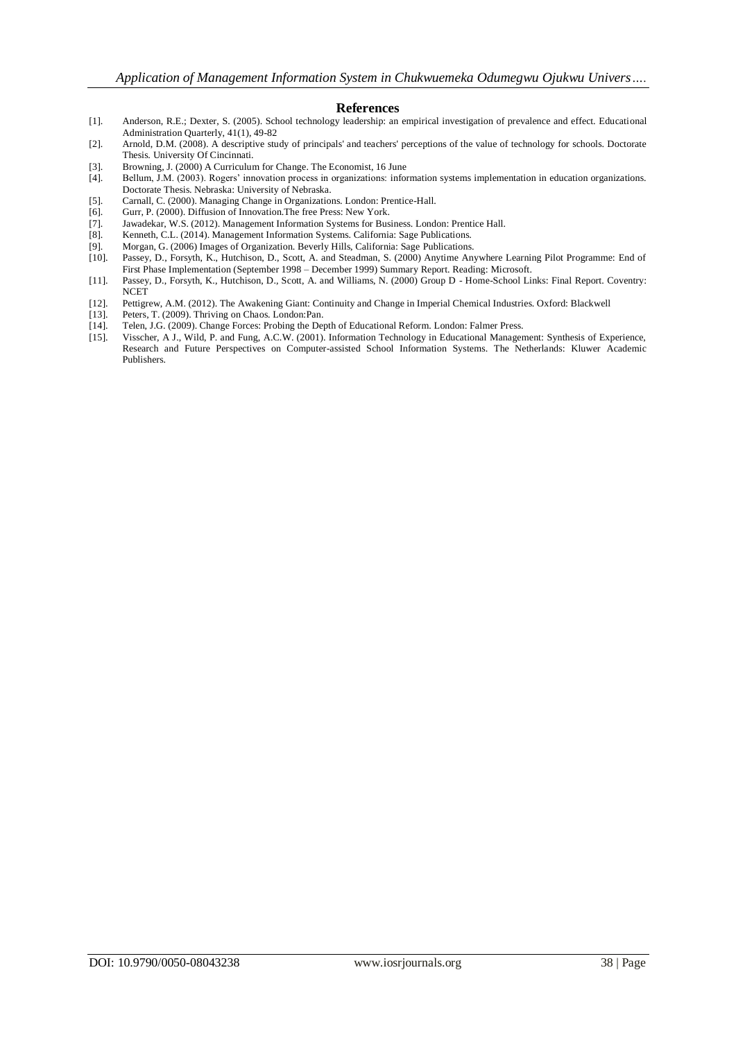## References

[1]. Anderson, R.E.; Dexter, S. (2005). School technology leadership: an empirical investigation of prevalence and effect. Educational Administration Quarterly, 41(1), 49-82

[2]. Arnold, D.M. (2008). A descriptive study of principals' and teachers' perceptions of the value of technology for schools. Doctorate Thesis. University Of Cincinnati.

[3]. Browning, J. (2000) A Curriculum for Change. The Economist, 16 June

[4]. Bellum, J.M. (2003). Rogers' innovation process in organizations: information systems implementation in education organizations. Doctorate Thesis. Nebraska: University of Nebraska.

[5]. Carnall, C. (2000). Managing Change in Organizations. London: Prentice-Hall.

[6]. Gurr, P. (2000). Diffusion of Innovation.The free Press: New York.

[7]. Jawadekar, W.S. (2012). Management Information Systems for Business. London: Prentice Hall.

[8]. Kenneth, C.L. (2014). Management Information Systems. California: Sage Publications.

[9]. Morgan, G. (2006) Images of Organization. Beverly Hills, California: Sage Publications.

[10]. Passey, D., Forsyth, K., Hutchison, D., Scott, A. and Steadman, S. (2000) Anytime Anywhere Learning Pilot Programme: End of First Phase Implementation (September 1998 – December 1999) Summary Report. Reading: Microsoft.

[11]. Passey, D., Forsyth, K., Hutchison, D., Scott, A. and Williams, N. (2000) Group D - Home-School Links: Final Report. Coventry: NCET

[12]. Pettigrew, A.M. (2012). The Awakening Giant: Continuity and Change in Imperial Chemical Industries. Oxford: Blackwell

[13]. Peters, T. (2009). Thriving on Chaos. London:Pan.

[14]. Telen, J.G. (2009). Change Forces: Probing the Depth of Educational Reform. London: Falmer Press.

[15]. Visscher, A J., Wild, P. and Fung, A.C.W. (2001). Information Technology in Educational Management: Synthesis of Experience, Research and Future Perspectives on Computer-assisted School Information Systems. The Netherlands: Kluwer Academic Publishers.